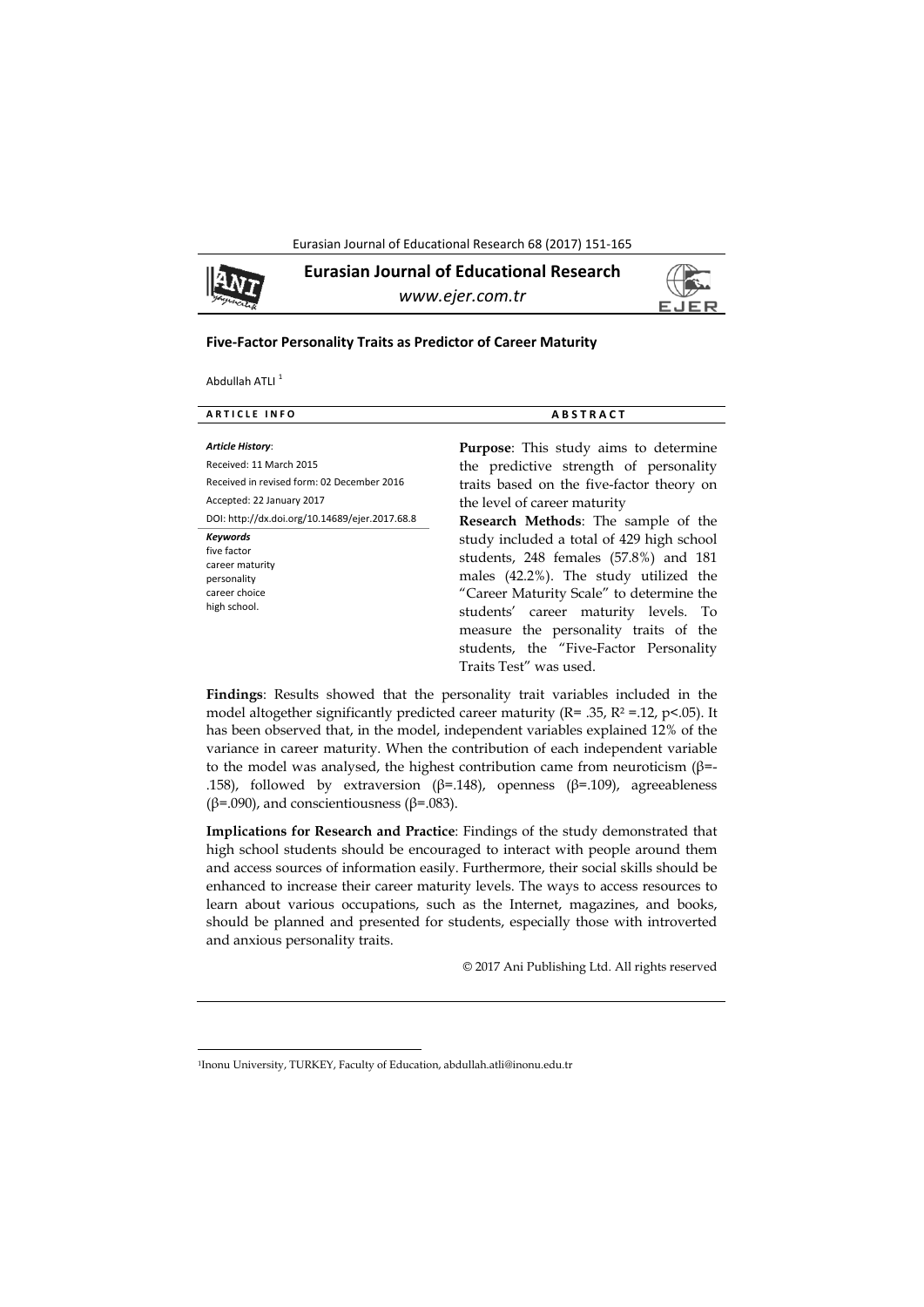# Eurasian Journal of Educational Research

*www.ejer.com.tr*

## Five-Factor Personality Traits as Predictor of Career Maturity

Abdullah ATLI[1]

**ARTICLE INFO**

*Article History*:
Received: 11 March 2015
Received in revised form: 02 December 2016
Accepted: 22 January 2017
DOI: http://dx.doi.org/10.14689/ejer.2017.68.8

***Keywords***
five factor
career maturity
personality
career choice
high school.

**ABSTRACT**

**Purpose**: This study aims to determine the predictive strength of personality traits based on the five-factor theory on the level of career maturity

**Research Methods**: The sample of the study included a total of 429 high school students, 248 females (57.8%) and 181 males (42.2%). The study utilized the "Career Maturity Scale" to determine the students' career maturity levels. To measure the personality traits of the students, the "Five-Factor Personality Traits Test" was used.

**Findings**: Results showed that the personality trait variables included in the model altogether significantly predicted career maturity ($R= .35$, $R^2 =.12$, $p<.05$). It has been observed that, in the model, independent variables explained 12% of the variance in career maturity. When the contribution of each independent variable to the model was analysed, the highest contribution came from neuroticism ($\beta$=-.158), followed by extraversion ($\beta$=.148), openness ($\beta$=.109), agreeableness ($\beta$=.090), and conscientiousness ($\beta$=.083).

**Implications for Research and Practice**: Findings of the study demonstrated that high school students should be encouraged to interact with people around them and access sources of information easily. Furthermore, their social skills should be enhanced to increase their career maturity levels. The ways to access resources to learn about various occupations, such as the Internet, magazines, and books, should be planned and presented for students, especially those with introverted and anxious personality traits.

© 2017 Ani Publishing Ltd. All rights reserved

[1]Inonu University, TURKEY, Faculty of Education, abdullah.atli@inonu.edu.tr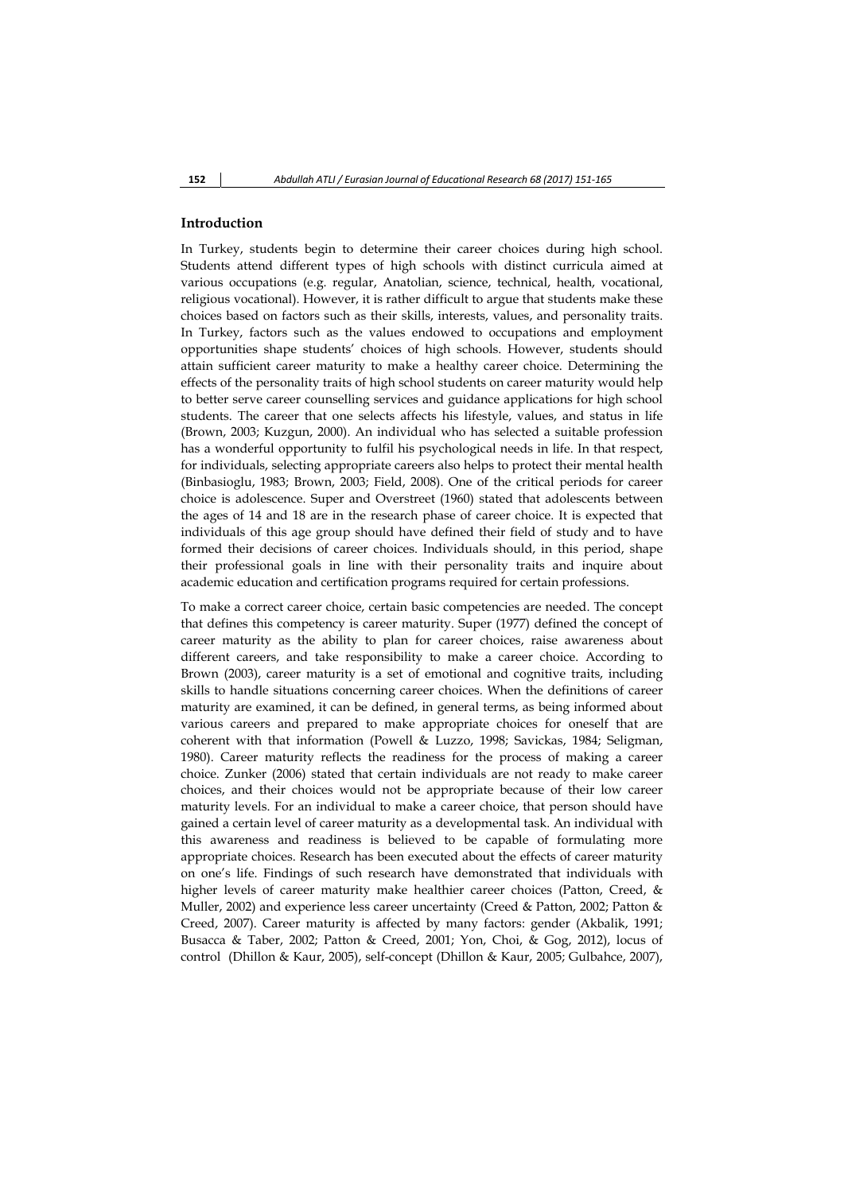## Introduction

In Turkey, students begin to determine their career choices during high school. Students attend different types of high schools with distinct curricula aimed at various occupations (e.g. regular, Anatolian, science, technical, health, vocational, religious vocational). However, it is rather difficult to argue that students make these choices based on factors such as their skills, interests, values, and personality traits. In Turkey, factors such as the values endowed to occupations and employment opportunities shape students' choices of high schools. However, students should attain sufficient career maturity to make a healthy career choice. Determining the effects of the personality traits of high school students on career maturity would help to better serve career counselling services and guidance applications for high school students. The career that one selects affects his lifestyle, values, and status in life (Brown, 2003; Kuzgun, 2000). An individual who has selected a suitable profession has a wonderful opportunity to fulfil his psychological needs in life. In that respect, for individuals, selecting appropriate careers also helps to protect their mental health (Binbasioglu, 1983; Brown, 2003; Field, 2008). One of the critical periods for career choice is adolescence. Super and Overstreet (1960) stated that adolescents between the ages of 14 and 18 are in the research phase of career choice. It is expected that individuals of this age group should have defined their field of study and to have formed their decisions of career choices. Individuals should, in this period, shape their professional goals in line with their personality traits and inquire about academic education and certification programs required for certain professions.

To make a correct career choice, certain basic competencies are needed. The concept that defines this competency is career maturity. Super (1977) defined the concept of career maturity as the ability to plan for career choices, raise awareness about different careers, and take responsibility to make a career choice. According to Brown (2003), career maturity is a set of emotional and cognitive traits, including skills to handle situations concerning career choices. When the definitions of career maturity are examined, it can be defined, in general terms, as being informed about various careers and prepared to make appropriate choices for oneself that are coherent with that information (Powell & Luzzo, 1998; Savickas, 1984; Seligman, 1980). Career maturity reflects the readiness for the process of making a career choice. Zunker (2006) stated that certain individuals are not ready to make career choices, and their choices would not be appropriate because of their low career maturity levels. For an individual to make a career choice, that person should have gained a certain level of career maturity as a developmental task. An individual with this awareness and readiness is believed to be capable of formulating more appropriate choices. Research has been executed about the effects of career maturity on one's life. Findings of such research have demonstrated that individuals with higher levels of career maturity make healthier career choices (Patton, Creed, & Muller, 2002) and experience less career uncertainty (Creed & Patton, 2002; Patton & Creed, 2007). Career maturity is affected by many factors: gender (Akbalik, 1991; Busacca & Taber, 2002; Patton & Creed, 2001; Yon, Choi, & Gog, 2012), locus of control (Dhillon & Kaur, 2005), self-concept (Dhillon & Kaur, 2005; Gulbahce, 2007),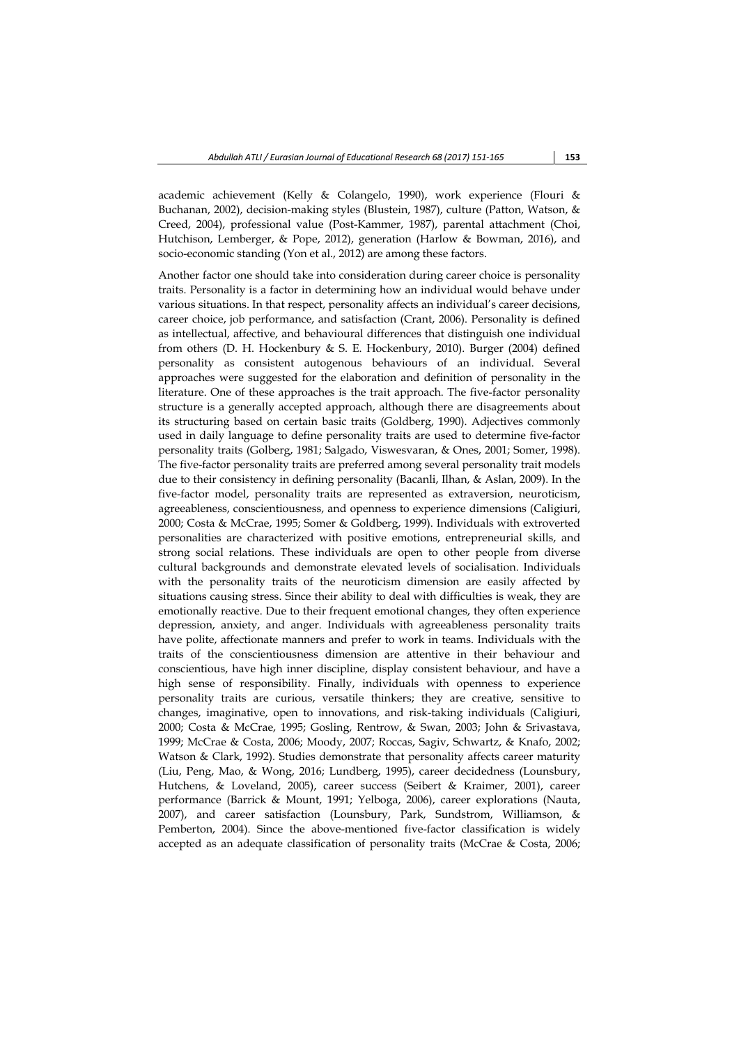academic achievement (Kelly & Colangelo, 1990), work experience (Flouri & Buchanan, 2002), decision-making styles (Blustein, 1987), culture (Patton, Watson, & Creed, 2004), professional value (Post-Kammer, 1987), parental attachment (Choi, Hutchison, Lemberger, & Pope, 2012), generation (Harlow & Bowman, 2016), and socio-economic standing (Yon et al., 2012) are among these factors.

Another factor one should take into consideration during career choice is personality traits. Personality is a factor in determining how an individual would behave under various situations. In that respect, personality affects an individual's career decisions, career choice, job performance, and satisfaction (Crant, 2006). Personality is defined as intellectual, affective, and behavioural differences that distinguish one individual from others (D. H. Hockenbury & S. E. Hockenbury, 2010). Burger (2004) defined personality as consistent autogenous behaviours of an individual. Several approaches were suggested for the elaboration and definition of personality in the literature. One of these approaches is the trait approach. The five-factor personality structure is a generally accepted approach, although there are disagreements about its structuring based on certain basic traits (Goldberg, 1990). Adjectives commonly used in daily language to define personality traits are used to determine five-factor personality traits (Golberg, 1981; Salgado, Viswesvaran, & Ones, 2001; Somer, 1998). The five-factor personality traits are preferred among several personality trait models due to their consistency in defining personality (Bacanli, Ilhan, & Aslan, 2009). In the five-factor model, personality traits are represented as extraversion, neuroticism, agreeableness, conscientiousness, and openness to experience dimensions (Caligiuri, 2000; Costa & McCrae, 1995; Somer & Goldberg, 1999). Individuals with extroverted personalities are characterized with positive emotions, entrepreneurial skills, and strong social relations. These individuals are open to other people from diverse cultural backgrounds and demonstrate elevated levels of socialisation. Individuals with the personality traits of the neuroticism dimension are easily affected by situations causing stress. Since their ability to deal with difficulties is weak, they are emotionally reactive. Due to their frequent emotional changes, they often experience depression, anxiety, and anger. Individuals with agreeableness personality traits have polite, affectionate manners and prefer to work in teams. Individuals with the traits of the conscientiousness dimension are attentive in their behaviour and conscientious, have high inner discipline, display consistent behaviour, and have a high sense of responsibility. Finally, individuals with openness to experience personality traits are curious, versatile thinkers; they are creative, sensitive to changes, imaginative, open to innovations, and risk-taking individuals (Caligiuri, 2000; Costa & McCrae, 1995; Gosling, Rentrow, & Swan, 2003; John & Srivastava, 1999; McCrae & Costa, 2006; Moody, 2007; Roccas, Sagiv, Schwartz, & Knafo, 2002; Watson & Clark, 1992). Studies demonstrate that personality affects career maturity (Liu, Peng, Mao, & Wong, 2016; Lundberg, 1995), career decidedness (Lounsbury, Hutchens, & Loveland, 2005), career success (Seibert & Kraimer, 2001), career performance (Barrick & Mount, 1991; Yelboga, 2006), career explorations (Nauta, 2007), and career satisfaction (Lounsbury, Park, Sundstrom, Williamson, & Pemberton, 2004). Since the above-mentioned five-factor classification is widely accepted as an adequate classification of personality traits (McCrae & Costa, 2006;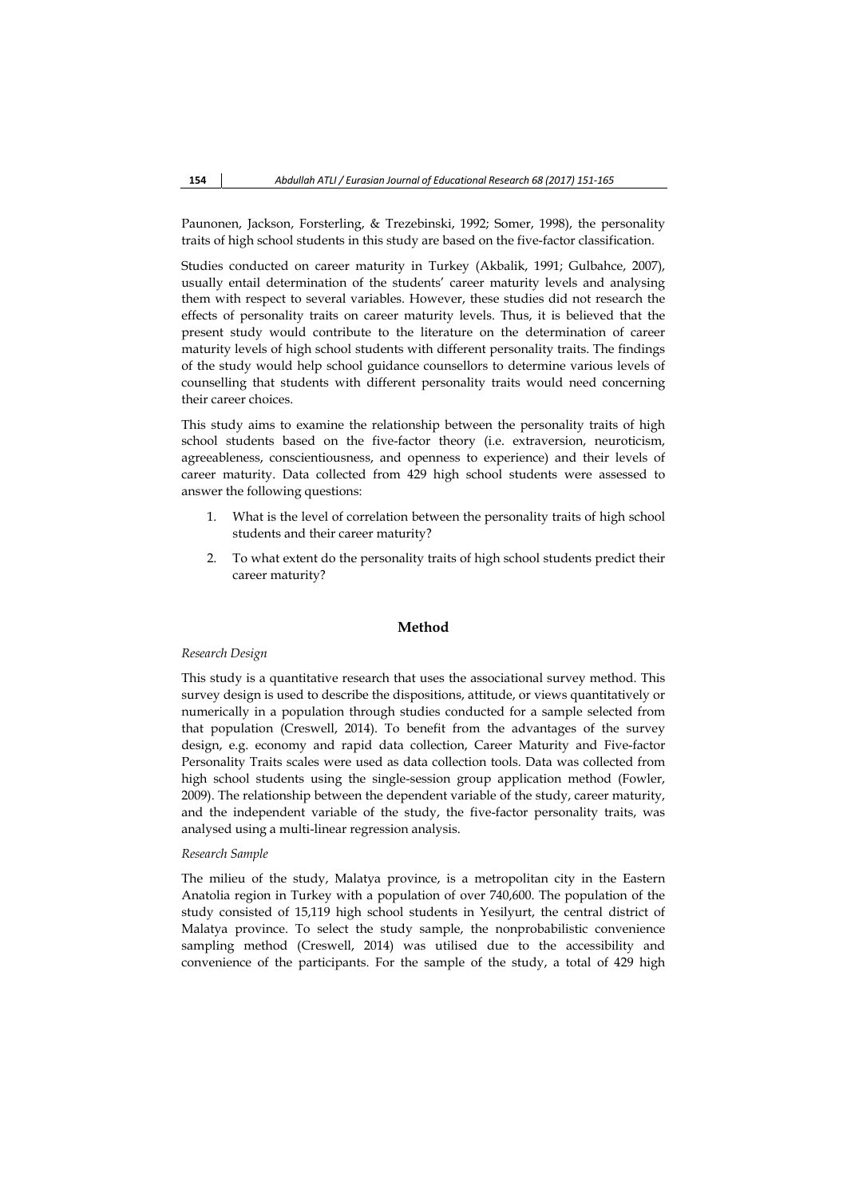Paunonen, Jackson, Forsterling, & Trezebinski, 1992; Somer, 1998), the personality traits of high school students in this study are based on the five-factor classification.

Studies conducted on career maturity in Turkey (Akbalik, 1991; Gulbahce, 2007), usually entail determination of the students' career maturity levels and analysing them with respect to several variables. However, these studies did not research the effects of personality traits on career maturity levels. Thus, it is believed that the present study would contribute to the literature on the determination of career maturity levels of high school students with different personality traits. The findings of the study would help school guidance counsellors to determine various levels of counselling that students with different personality traits would need concerning their career choices.

This study aims to examine the relationship between the personality traits of high school students based on the five-factor theory (i.e. extraversion, neuroticism, agreeableness, conscientiousness, and openness to experience) and their levels of career maturity. Data collected from 429 high school students were assessed to answer the following questions:

1. What is the level of correlation between the personality traits of high school students and their career maturity?
2. To what extent do the personality traits of high school students predict their career maturity?

## Method

*Research Design*

This study is a quantitative research that uses the associational survey method. This survey design is used to describe the dispositions, attitude, or views quantitatively or numerically in a population through studies conducted for a sample selected from that population (Creswell, 2014). To benefit from the advantages of the survey design, e.g. economy and rapid data collection, Career Maturity and Five-factor Personality Traits scales were used as data collection tools. Data was collected from high school students using the single-session group application method (Fowler, 2009). The relationship between the dependent variable of the study, career maturity, and the independent variable of the study, the five-factor personality traits, was analysed using a multi-linear regression analysis.

*Research Sample*

The milieu of the study, Malatya province, is a metropolitan city in the Eastern Anatolia region in Turkey with a population of over 740,600. The population of the study consisted of 15,119 high school students in Yesilyurt, the central district of Malatya province. To select the study sample, the nonprobabilistic convenience sampling method (Creswell, 2014) was utilised due to the accessibility and convenience of the participants. For the sample of the study, a total of 429 high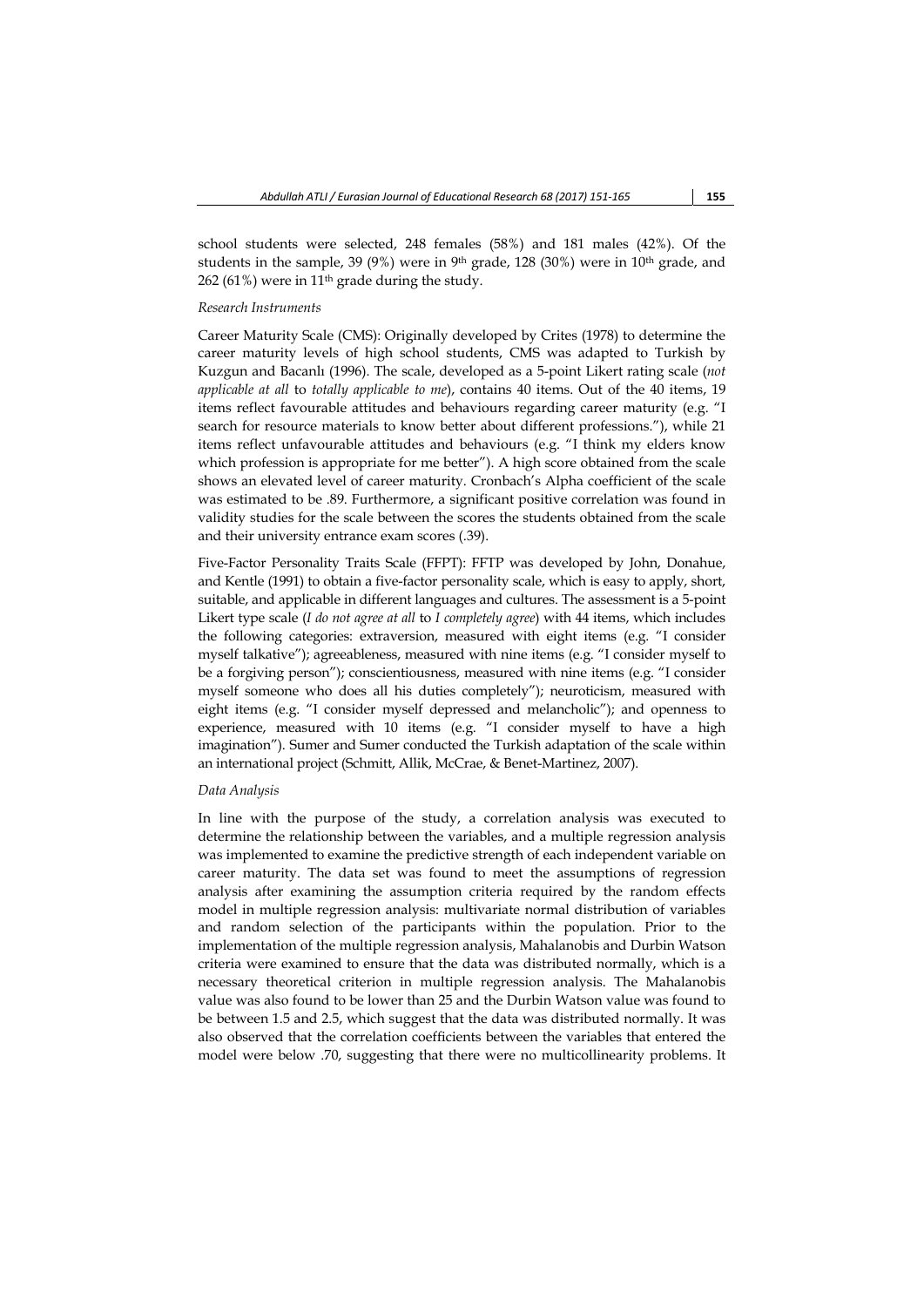school students were selected, 248 females (58%) and 181 males (42%). Of the students in the sample, 39 (9%) were in 9th grade, 128 (30%) were in 10th grade, and 262 (61%) were in 11th grade during the study.

*Research Instruments*

Career Maturity Scale (CMS): Originally developed by Crites (1978) to determine the career maturity levels of high school students, CMS was adapted to Turkish by Kuzgun and Bacanlı (1996). The scale, developed as a 5-point Likert rating scale (*not applicable at all* to *totally applicable to me*), contains 40 items. Out of the 40 items, 19 items reflect favourable attitudes and behaviours regarding career maturity (e.g. "I search for resource materials to know better about different professions."), while 21 items reflect unfavourable attitudes and behaviours (e.g. "I think my elders know which profession is appropriate for me better"). A high score obtained from the scale shows an elevated level of career maturity. Cronbach's Alpha coefficient of the scale was estimated to be .89. Furthermore, a significant positive correlation was found in validity studies for the scale between the scores the students obtained from the scale and their university entrance exam scores (.39).

Five-Factor Personality Traits Scale (FFPT): FFTP was developed by John, Donahue, and Kentle (1991) to obtain a five-factor personality scale, which is easy to apply, short, suitable, and applicable in different languages and cultures. The assessment is a 5-point Likert type scale (*I do not agree at all* to *I completely agree*) with 44 items, which includes the following categories: extraversion, measured with eight items (e.g. "I consider myself talkative"); agreeableness, measured with nine items (e.g. "I consider myself to be a forgiving person"); conscientiousness, measured with nine items (e.g. "I consider myself someone who does all his duties completely"); neuroticism, measured with eight items (e.g. "I consider myself depressed and melancholic"); and openness to experience, measured with 10 items (e.g. "I consider myself to have a high imagination"). Sumer and Sumer conducted the Turkish adaptation of the scale within an international project (Schmitt, Allik, McCrae, & Benet-Martinez, 2007).

*Data Analysis*

In line with the purpose of the study, a correlation analysis was executed to determine the relationship between the variables, and a multiple regression analysis was implemented to examine the predictive strength of each independent variable on career maturity. The data set was found to meet the assumptions of regression analysis after examining the assumption criteria required by the random effects model in multiple regression analysis: multivariate normal distribution of variables and random selection of the participants within the population. Prior to the implementation of the multiple regression analysis, Mahalanobis and Durbin Watson criteria were examined to ensure that the data was distributed normally, which is a necessary theoretical criterion in multiple regression analysis. The Mahalanobis value was also found to be lower than 25 and the Durbin Watson value was found to be between 1.5 and 2.5, which suggest that the data was distributed normally. It was also observed that the correlation coefficients between the variables that entered the model were below .70, suggesting that there were no multicollinearity problems. It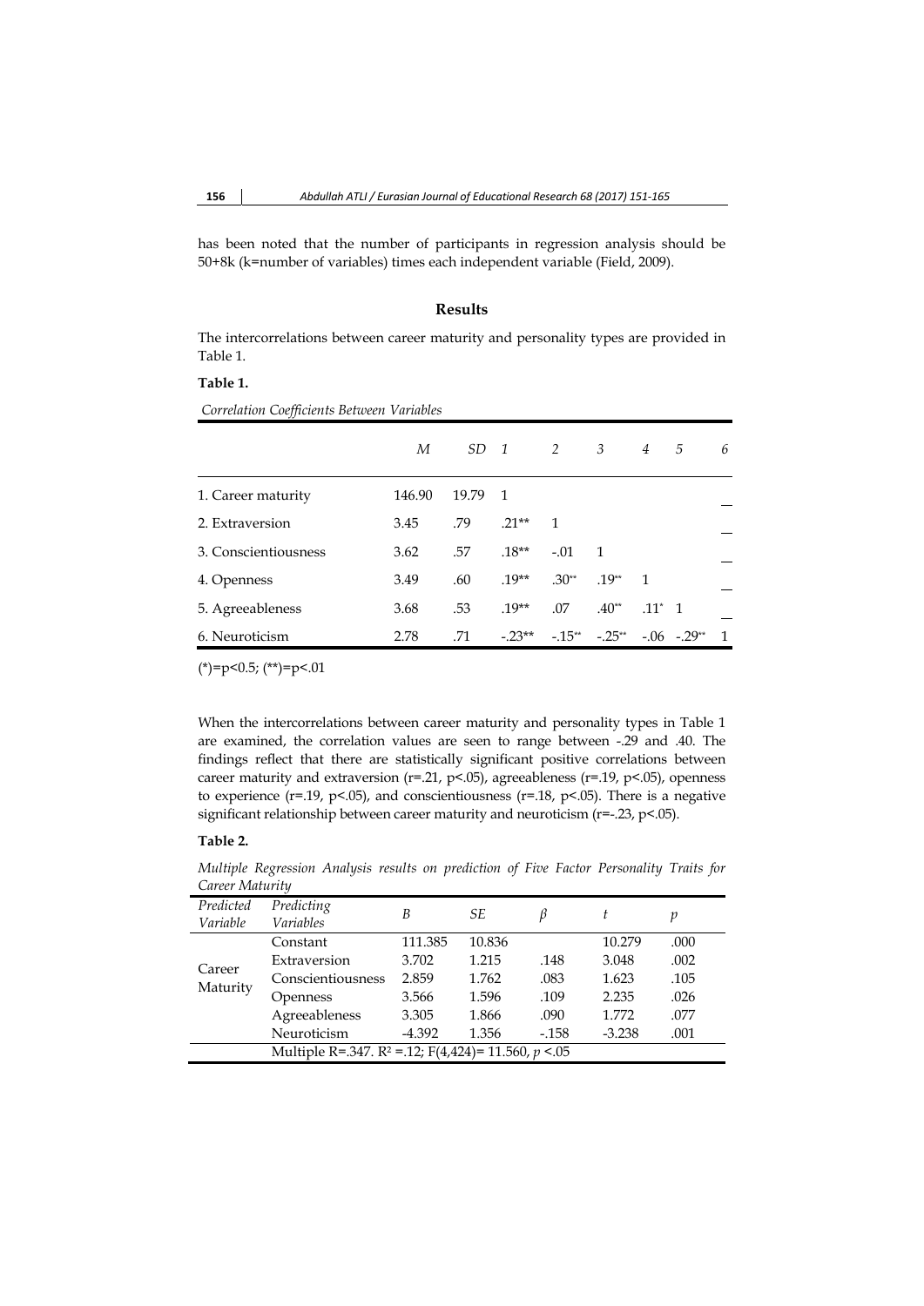has been noted that the number of participants in regression analysis should be 50+8k (k=number of variables) times each independent variable (Field, 2009).

## Results

The intercorrelations between career maturity and personality types are provided in Table 1.

**Table 1.**

*Correlation Coefficients Between Variables*

| | *M* | *SD* | *1* | *2* | *3* | *4* | *5* | *6* |
|---|---|---|---|---|---|---|---|---|
| 1. Career maturity | 146.90 | 19.79 | 1 | | | | | |
| 2. Extraversion | 3.45 | .79 | .21** | 1 | | | | |
| 3. Conscientiousness | 3.62 | .57 | .18** | -.01 | 1 | | | |
| 4. Openness | 3.49 | .60 | .19** | .30** | .19** | 1 | | |
| 5. Agreeableness | 3.68 | .53 | .19** | .07 | .40** | .11* | 1 | |
| 6. Neuroticism | 2.78 | .71 | -.23** | -.15** | -.25** | -.06 | -.29** | 1 |

(*)=p<0.5; (**)=p<.01

When the intercorrelations between career maturity and personality types in Table 1 are examined, the correlation values are seen to range between -.29 and .40. The findings reflect that there are statistically significant positive correlations between career maturity and extraversion (r=.21, p<.05), agreeableness (r=.19, p<.05), openness to experience (r=.19, p<.05), and conscientiousness (r=.18, p<.05). There is a negative significant relationship between career maturity and neuroticism (r=-.23, p<.05).

**Table 2.**

*Multiple Regression Analysis results on prediction of Five Factor Personality Traits for Career Maturity*

| *Predicted Variable* | *Predicting Variables* | *B* | *SE* | *β* | *t* | *p* |
|---|---|---|---|---|---|---|
| Career Maturity | Constant | 111.385 | 10.836 | | 10.279 | .000 |
| | Extraversion | 3.702 | 1.215 | .148 | 3.048 | .002 |
| | Conscientiousness | 2.859 | 1.762 | .083 | 1.623 | .105 |
| | Openness | 3.566 | 1.596 | .109 | 2.235 | .026 |
| | Agreeableness | 3.305 | 1.866 | .090 | 1.772 | .077 |
| | Neuroticism | -4.392 | 1.356 | -.158 | -3.238 | .001 |
| | Multiple R=.347. $R^2$ =.12; F(4,424)= 11.560, *p* <.05 | | | | | |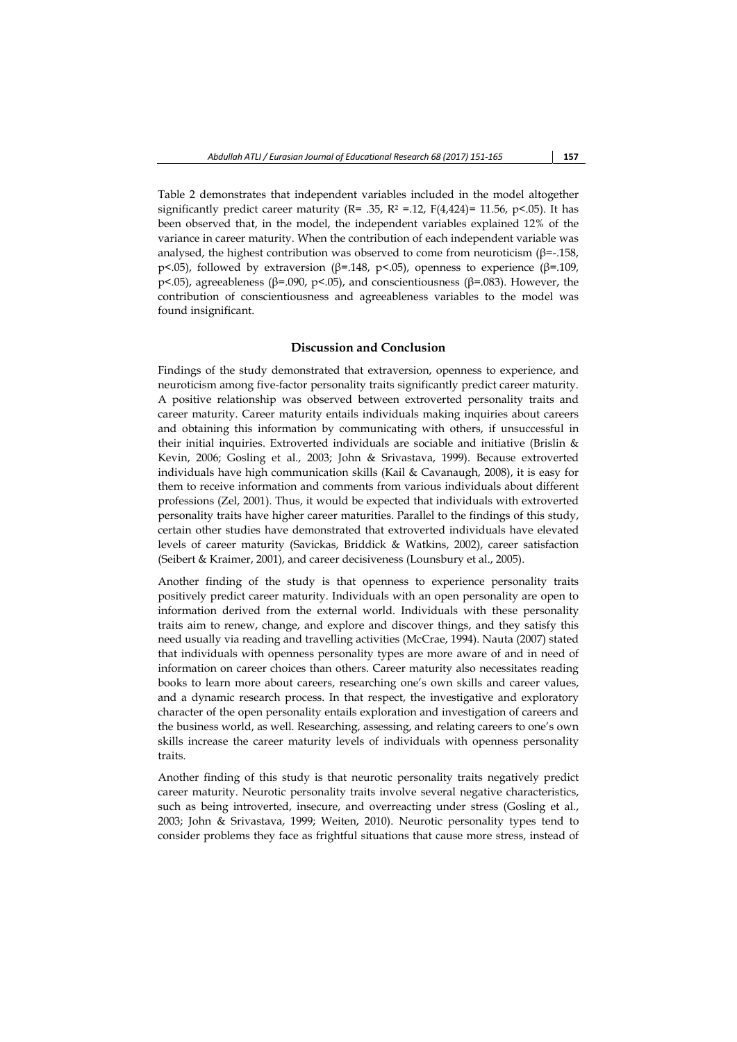Table 2 demonstrates that independent variables included in the model altogether significantly predict career maturity ($R = .35$, $R^2 = .12$, $F(4,424) = 11.56$, $p < .05$). It has been observed that, in the model, the independent variables explained 12% of the variance in career maturity. When the contribution of each independent variable was analysed, the highest contribution was observed to come from neuroticism ($\beta = -.158$, $p < .05$), followed by extraversion ($\beta = .148$, $p < .05$), openness to experience ($\beta = .109$, $p < .05$), agreeableness ($\beta = .090$, $p < .05$), and conscientiousness ($\beta = .083$). However, the contribution of conscientiousness and agreeableness variables to the model was found insignificant.

## Discussion and Conclusion

Findings of the study demonstrated that extraversion, openness to experience, and neuroticism among five-factor personality traits significantly predict career maturity. A positive relationship was observed between extroverted personality traits and career maturity. Career maturity entails individuals making inquiries about careers and obtaining this information by communicating with others, if unsuccessful in their initial inquiries. Extroverted individuals are sociable and initiative (Brislin & Kevin, 2006; Gosling et al., 2003; John & Srivastava, 1999). Because extroverted individuals have high communication skills (Kail & Cavanaugh, 2008), it is easy for them to receive information and comments from various individuals about different professions (Zel, 2001). Thus, it would be expected that individuals with extroverted personality traits have higher career maturities. Parallel to the findings of this study, certain other studies have demonstrated that extroverted individuals have elevated levels of career maturity (Savickas, Briddick & Watkins, 2002), career satisfaction (Seibert & Kraimer, 2001), and career decisiveness (Lounsbury et al., 2005).

Another finding of the study is that openness to experience personality traits positively predict career maturity. Individuals with an open personality are open to information derived from the external world. Individuals with these personality traits aim to renew, change, and explore and discover things, and they satisfy this need usually via reading and travelling activities (McCrae, 1994). Nauta (2007) stated that individuals with openness personality types are more aware of and in need of information on career choices than others. Career maturity also necessitates reading books to learn more about careers, researching one's own skills and career values, and a dynamic research process. In that respect, the investigative and exploratory character of the open personality entails exploration and investigation of careers and the business world, as well. Researching, assessing, and relating careers to one's own skills increase the career maturity levels of individuals with openness personality traits.

Another finding of this study is that neurotic personality traits negatively predict career maturity. Neurotic personality traits involve several negative characteristics, such as being introverted, insecure, and overreacting under stress (Gosling et al., 2003; John & Srivastava, 1999; Weiten, 2010). Neurotic personality types tend to consider problems they face as frightful situations that cause more stress, instead of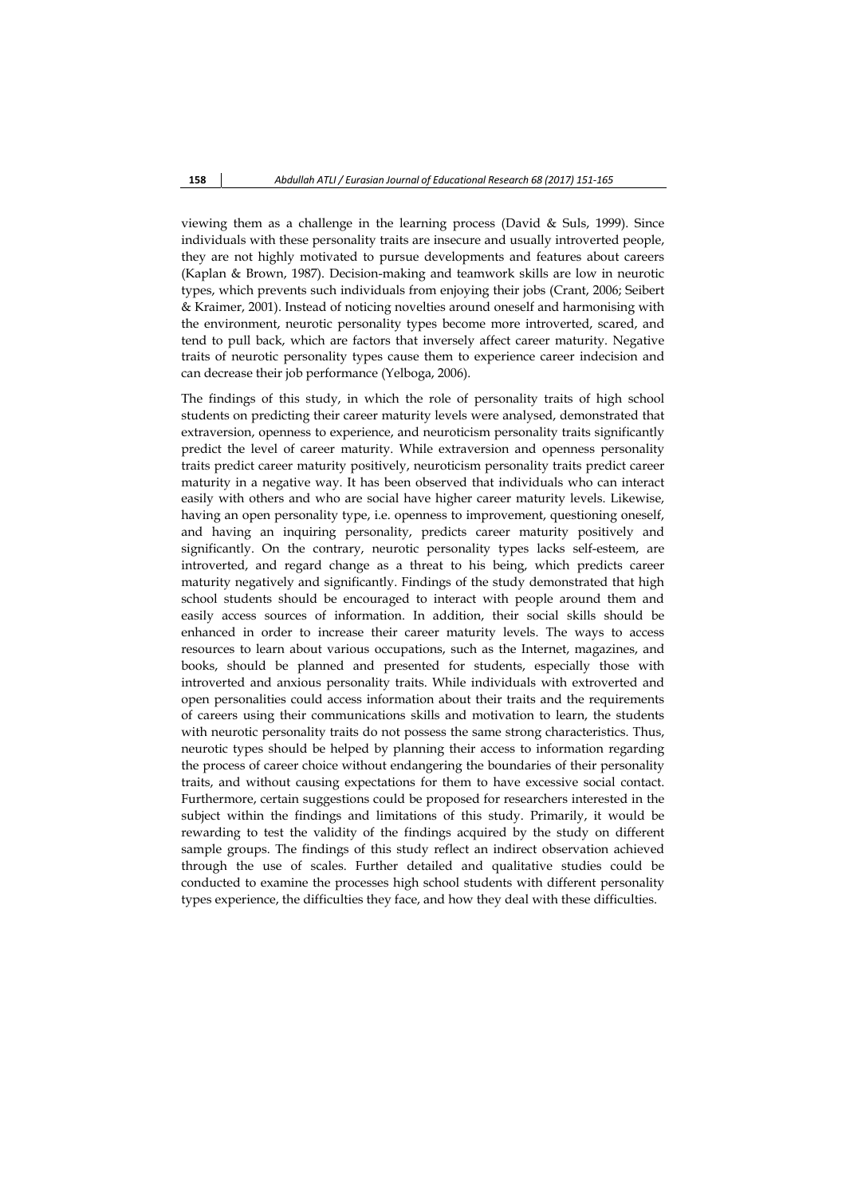viewing them as a challenge in the learning process (David & Suls, 1999). Since individuals with these personality traits are insecure and usually introverted people, they are not highly motivated to pursue developments and features about careers (Kaplan & Brown, 1987). Decision-making and teamwork skills are low in neurotic types, which prevents such individuals from enjoying their jobs (Crant, 2006; Seibert & Kraimer, 2001). Instead of noticing novelties around oneself and harmonising with the environment, neurotic personality types become more introverted, scared, and tend to pull back, which are factors that inversely affect career maturity. Negative traits of neurotic personality types cause them to experience career indecision and can decrease their job performance (Yelboga, 2006).

The findings of this study, in which the role of personality traits of high school students on predicting their career maturity levels were analysed, demonstrated that extraversion, openness to experience, and neuroticism personality traits significantly predict the level of career maturity. While extraversion and openness personality traits predict career maturity positively, neuroticism personality traits predict career maturity in a negative way. It has been observed that individuals who can interact easily with others and who are social have higher career maturity levels. Likewise, having an open personality type, i.e. openness to improvement, questioning oneself, and having an inquiring personality, predicts career maturity positively and significantly. On the contrary, neurotic personality types lacks self-esteem, are introverted, and regard change as a threat to his being, which predicts career maturity negatively and significantly. Findings of the study demonstrated that high school students should be encouraged to interact with people around them and easily access sources of information. In addition, their social skills should be enhanced in order to increase their career maturity levels. The ways to access resources to learn about various occupations, such as the Internet, magazines, and books, should be planned and presented for students, especially those with introverted and anxious personality traits. While individuals with extroverted and open personalities could access information about their traits and the requirements of careers using their communications skills and motivation to learn, the students with neurotic personality traits do not possess the same strong characteristics. Thus, neurotic types should be helped by planning their access to information regarding the process of career choice without endangering the boundaries of their personality traits, and without causing expectations for them to have excessive social contact. Furthermore, certain suggestions could be proposed for researchers interested in the subject within the findings and limitations of this study. Primarily, it would be rewarding to test the validity of the findings acquired by the study on different sample groups. The findings of this study reflect an indirect observation achieved through the use of scales. Further detailed and qualitative studies could be conducted to examine the processes high school students with different personality types experience, the difficulties they face, and how they deal with these difficulties.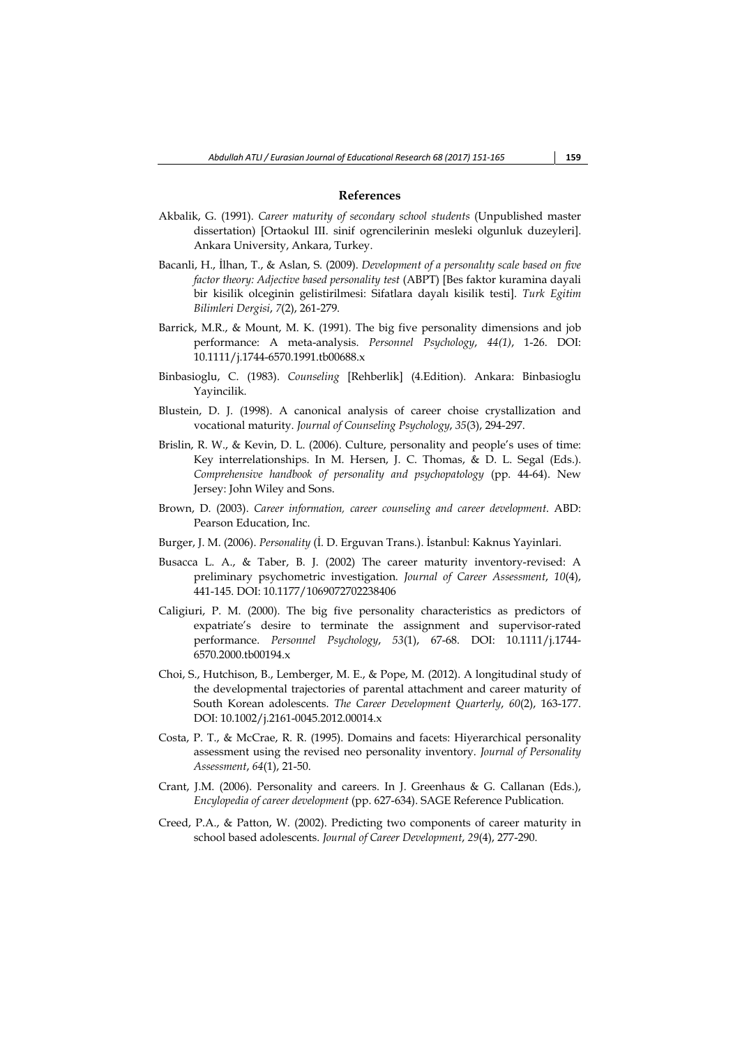## References

Akbalik, G. (1991). *Career maturity of secondary school students* (Unpublished master dissertation) [Ortaokul III. sinif ogrencilerinin mesleki olgunluk duzeyleri]. Ankara University, Ankara, Turkey.

Bacanli, H., İlhan, T., & Aslan, S. (2009). *Development of a personalıty scale based on five factor theory: Adjective based personality test* (ABPT) [Bes faktor kuramina dayali bir kisilik olceginin gelistirilmesi: Sifatlara dayalı kisilik testi]. *Turk Egitim Bilimleri Dergisi*, *7*(2), 261-279.

Barrick, M.R., & Mount, M. K. (1991). The big five personality dimensions and job performance: A meta-analysis. *Personnel Psychology*, *44(1)*, 1-26. DOI: 10.1111/j.1744-6570.1991.tb00688.x

Binbasioglu, C. (1983). *Counseling* [Rehberlik] (4.Edition). Ankara: Binbasioglu Yayincilik.

Blustein, D. J. (1998). A canonical analysis of career choise crystallization and vocational maturity. *Journal of Counseling Psychology*, *35*(3), 294-297.

Brislin, R. W., & Kevin, D. L. (2006). Culture, personality and people's uses of time: Key interrelationships. In M. Hersen, J. C. Thomas, & D. L. Segal (Eds.). *Comprehensive handbook of personality and psychopatology* (pp. 44-64). New Jersey: John Wiley and Sons.

Brown, D. (2003). *Career information, career counseling and career development*. ABD: Pearson Education, Inc.

Burger, J. M. (2006). *Personality* (İ. D. Erguvan Trans.). İstanbul: Kaknus Yayinlari.

Busacca L. A., & Taber, B. J. (2002) The career maturity inventory-revised: A preliminary psychometric investigation. *Journal of Career Assessment*, *10*(4), 441-145. DOI: 10.1177/1069072702238406

Caligiuri, P. M. (2000). The big five personality characteristics as predictors of expatriate's desire to terminate the assignment and supervisor-rated performance. *Personnel Psychology*, *53*(1), 67-68. DOI: 10.1111/j.1744-6570.2000.tb00194.x

Choi, S., Hutchison, B., Lemberger, M. E., & Pope, M. (2012). A longitudinal study of the developmental trajectories of parental attachment and career maturity of South Korean adolescents. *The Career Development Quarterly*, *60*(2), 163-177. DOI: 10.1002/j.2161-0045.2012.00014.x

Costa, P. T., & McCrae, R. R. (1995). Domains and facets: Hiyerarchical personality assessment using the revised neo personality inventory. *Journal of Personality Assessment*, *64*(1), 21-50.

Crant, J.M. (2006). Personality and careers. In J. Greenhaus & G. Callanan (Eds.), *Encylopedia of career development* (pp. 627-634). SAGE Reference Publication.

Creed, P.A., & Patton, W. (2002). Predicting two components of career maturity in school based adolescents. *Journal of Career Development*, *29*(4), 277-290.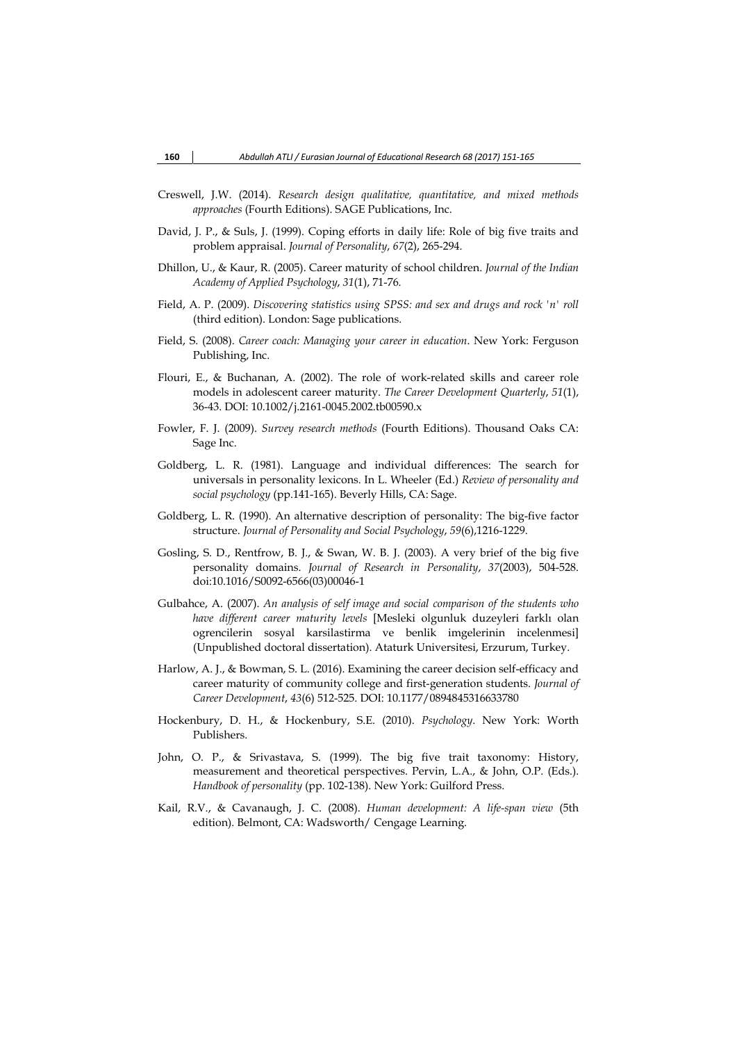Creswell, J.W. (2014). *Research design qualitative, quantitative, and mixed methods approaches* (Fourth Editions). SAGE Publications, Inc.

David, J. P., & Suls, J. (1999). Coping efforts in daily life: Role of big five traits and problem appraisal. *Journal of Personality*, *67*(2), 265-294.

Dhillon, U., & Kaur, R. (2005). Career maturity of school children. *Journal of the Indian Academy of Applied Psychology*, *31*(1), 71-76.

Field, A. P. (2009). *Discovering statistics using SPSS: and sex and drugs and rock 'n' roll* (third edition). London: Sage publications.

Field, S. (2008). *Career coach: Managing your career in education*. New York: Ferguson Publishing, Inc.

Flouri, E., & Buchanan, A. (2002). The role of work-related skills and career role models in adolescent career maturity. *The Career Development Quarterly*, *51*(1), 36-43. DOI: 10.1002/j.2161-0045.2002.tb00590.x

Fowler, F. J. (2009). *Survey research methods* (Fourth Editions). Thousand Oaks CA: Sage Inc.

Goldberg, L. R. (1981). Language and individual differences: The search for universals in personality lexicons. In L. Wheeler (Ed.) *Review of personality and social psychology* (pp.141-165). Beverly Hills, CA: Sage.

Goldberg, L. R. (1990). An alternative description of personality: The big-five factor structure. *Journal of Personality and Social Psychology*, *59*(6),1216-1229.

Gosling, S. D., Rentfrow, B. J., & Swan, W. B. J. (2003). A very brief of the big five personality domains. *Journal of Research in Personality*, *37*(2003), 504-528. doi:10.1016/S0092-6566(03)00046-1

Gulbahce, A. (2007). *An analysis of self image and social comparison of the students who have different career maturity levels* [Mesleki olgunluk duzeyleri farklı olan ogrencilerin sosyal karsilastirma ve benlik imgelerinin incelenmesi] (Unpublished doctoral dissertation). Ataturk Universitesi, Erzurum, Turkey.

Harlow, A. J., & Bowman, S. L. (2016). Examining the career decision self-efficacy and career maturity of community college and first-generation students. *Journal of Career Development*, *43*(6) 512-525. DOI: 10.1177/0894845316633780

Hockenbury, D. H., & Hockenbury, S.E. (2010). *Psychology*. New York: Worth Publishers.

John, O. P., & Srivastava, S. (1999). The big five trait taxonomy: History, measurement and theoretical perspectives. Pervin, L.A., & John, O.P. (Eds.). *Handbook of personality* (pp. 102-138). New York: Guilford Press.

Kail, R.V., & Cavanaugh, J. C. (2008). *Human development: A life-span view* (5th edition). Belmont, CA: Wadsworth/ Cengage Learning.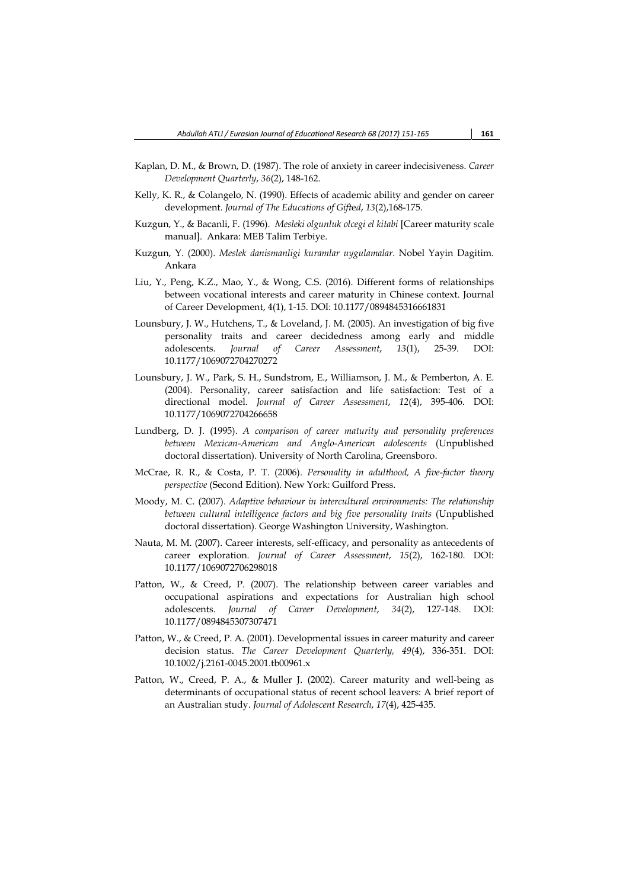Kaplan, D. M., & Brown, D. (1987). The role of anxiety in career indecisiveness. *Career Development Quarterly*, *36*(2), 148-162.

Kelly, K. R., & Colangelo, N. (1990). Effects of academic ability and gender on career development. *Journal of The Educations of Gifted*, *13*(2),168-175.

Kuzgun, Y., & Bacanli, F. (1996). *Mesleki olgunluk olcegi el kitabi* [Career maturity scale manual]. Ankara: MEB Talim Terbiye.

Kuzgun, Y. (2000). *Meslek danismanligi kuramlar uygulamalar*. Nobel Yayin Dagitim. Ankara

Liu, Y., Peng, K.Z., Mao, Y., & Wong, C.S. (2016). Different forms of relationships between vocational interests and career maturity in Chinese context. Journal of Career Development, 4(1), 1-15. DOI: 10.1177/0894845316661831

Lounsbury, J. W., Hutchens, T., & Loveland, J. M. (2005). An investigation of big five personality traits and career decidedness among early and middle adolescents. *Journal of Career Assessment*, *13*(1), 25-39. DOI: 10.1177/1069072704270272

Lounsbury, J. W., Park, S. H., Sundstrom, E., Williamson, J. M., & Pemberton, A. E. (2004). Personality, career satisfaction and life satisfaction: Test of a directional model. *Journal of Career Assessment*, *12*(4), 395-406. DOI: 10.1177/1069072704266658

Lundberg, D. J. (1995). *A comparison of career maturity and personality preferences between Mexican-American and Anglo-American adolescents* (Unpublished doctoral dissertation). University of North Carolina, Greensboro.

McCrae, R. R., & Costa, P. T. (2006). *Personality in adulthood, A five-factor theory perspective* (Second Edition). New York: Guilford Press.

Moody, M. C. (2007). *Adaptive behaviour in intercultural environments: The relationship between cultural intelligence factors and big five personality traits* (Unpublished doctoral dissertation). George Washington University, Washington.

Nauta, M. M. (2007). Career interests, self-efficacy, and personality as antecedents of career exploration. *Journal of Career Assessment*, *15*(2), 162-180. DOI: 10.1177/1069072706298018

Patton, W., & Creed, P. (2007). The relationship between career variables and occupational aspirations and expectations for Australian high school adolescents. *Journal of Career Development*, *34*(2), 127-148. DOI: 10.1177/0894845307307471

Patton, W., & Creed, P. A. (2001). Developmental issues in career maturity and career decision status. *The Career Development Quarterly, 49*(4), 336-351. DOI: 10.1002/j.2161-0045.2001.tb00961.x

Patton, W., Creed, P. A., & Muller J. (2002). Career maturity and well-being as determinants of occupational status of recent school leavers: A brief report of an Australian study. *Journal of Adolescent Research*, *17*(4), 425-435.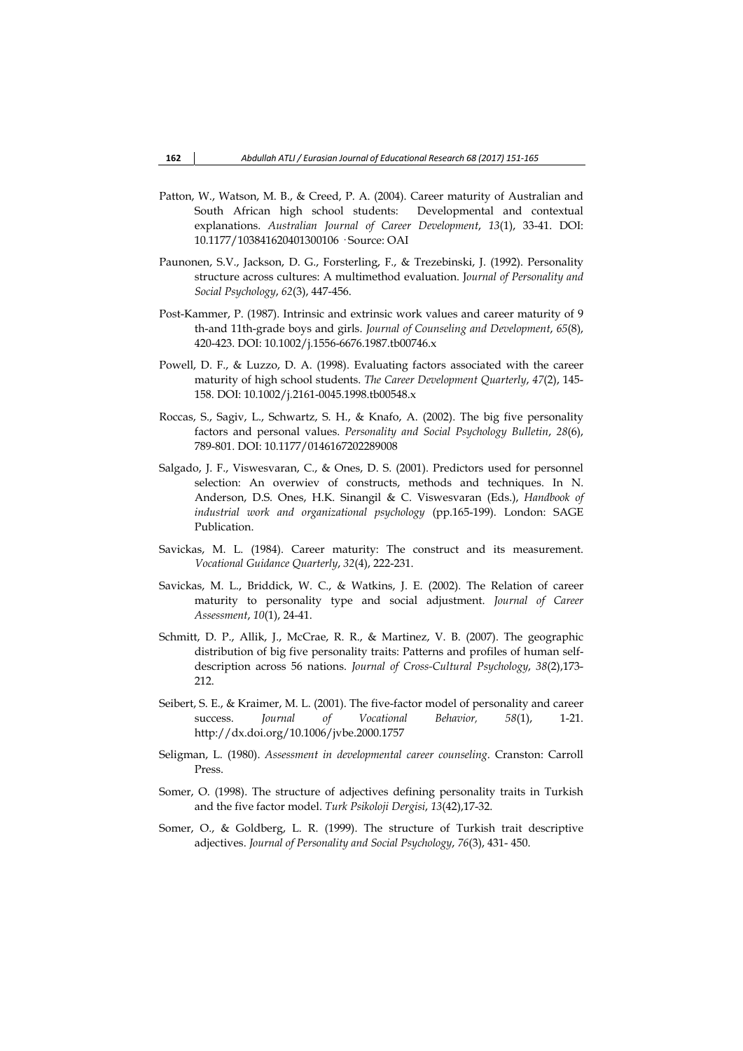Patton, W., Watson, M. B., & Creed, P. A. (2004). Career maturity of Australian and South African high school students: Developmental and contextual explanations. *Australian Journal of Career Development*, *13*(1), 33-41. DOI: 10.1177/103841620401300106 · Source: OAI

Paunonen, S.V., Jackson, D. G., Forsterling, F., & Trezebinski, J. (1992). Personality structure across cultures: A multimethod evaluation. J*ournal of Personality and Social Psychology*, *62*(3), 447-456.

Post-Kammer, P. (1987). Intrinsic and extrinsic work values and career maturity of 9 th-and 11th-grade boys and girls. *Journal of Counseling and Development*, *65*(8), 420-423. DOI: 10.1002/j.1556-6676.1987.tb00746.x

Powell, D. F., & Luzzo, D. A. (1998). Evaluating factors associated with the career maturity of high school students. *The Career Development Quarterly*, *47*(2), 145-158. DOI: 10.1002/j.2161-0045.1998.tb00548.x

Roccas, S., Sagiv, L., Schwartz, S. H., & Knafo, A. (2002). The big five personality factors and personal values. *Personality and Social Psychology Bulletin*, *28*(6), 789-801. DOI: 10.1177/0146167202289008

Salgado, J. F., Viswesvaran, C., & Ones, D. S. (2001). Predictors used for personnel selection: An overwiev of constructs, methods and techniques. In N. Anderson, D.S. Ones, H.K. Sinangil & C. Viswesvaran (Eds.), *Handbook of industrial work and organizational psychology* (pp.165-199). London: SAGE Publication.

Savickas, M. L. (1984). Career maturity: The construct and its measurement. *Vocational Guidance Quarterly*, *32*(4), 222-231.

Savickas, M. L., Briddick, W. C., & Watkins, J. E. (2002). The Relation of career maturity to personality type and social adjustment. *Journal of Career Assessment*, *10*(1), 24-41.

Schmitt, D. P., Allik, J., McCrae, R. R., & Martinez, V. B. (2007). The geographic distribution of big five personality traits: Patterns and profiles of human self-description across 56 nations. *Journal of Cross-Cultural Psychology*, *38*(2),173-212.

Seibert, S. E., & Kraimer, M. L. (2001). The five-factor model of personality and career success. *Journal of Vocational Behavior, 58*(1), 1-21. http://dx.doi.org/10.1006/jvbe.2000.1757

Seligman, L. (1980). *Assessment in developmental career counseling*. Cranston: Carroll Press.

Somer, O. (1998). The structure of adjectives defining personality traits in Turkish and the five factor model. *Turk Psikoloji Dergisi*, *13*(42),17-32.

Somer, O., & Goldberg, L. R. (1999). The structure of Turkish trait descriptive adjectives. *Journal of Personality and Social Psychology*, *76*(3), 431- 450.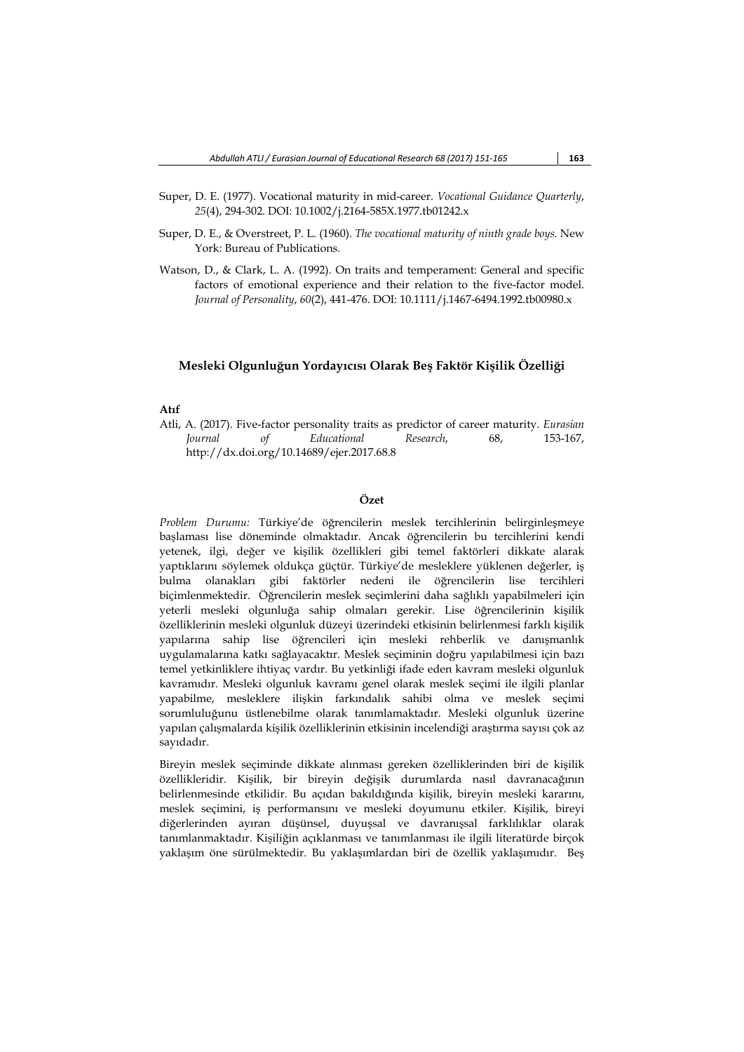Super, D. E. (1977). Vocational maturity in mid-career. *Vocational Guidance Quarterly*, *25*(4), 294-302. DOI: 10.1002/j.2164-585X.1977.tb01242.x

Super, D. E., & Overstreet, P. L. (1960). *The vocational maturity of ninth grade boys.* New York: Bureau of Publications.

Watson, D., & Clark, L. A. (1992). On traits and temperament: General and specific factors of emotional experience and their relation to the five-factor model. *Journal of Personality*, *60*(2), 441-476. DOI: 10.1111/j.1467-6494.1992.tb00980.x

## Mesleki Olgunluğun Yordayıcısı Olarak Beş Faktör Kişilik Özelliği

**Atıf**

Atli, A. (2017). Five-factor personality traits as predictor of career maturity. *Eurasian Journal of Educational Research*, 68, 153-167, http://dx.doi.org/10.14689/ejer.2017.68.8

### Özet

*Problem Durumu:* Türkiye'de öğrencilerin meslek tercihlerinin belirginleşmeye başlaması lise döneminde olmaktadır. Ancak öğrencilerin bu tercihlerini kendi yetenek, ilgi, değer ve kişilik özellikleri gibi temel faktörleri dikkate alarak yaptıklarını söylemek oldukça güçtür. Türkiye'de mesleklere yüklenen değerler, iş bulma olanakları gibi faktörler nedeni ile öğrencilerin lise tercihleri biçimlenmektedir. Öğrencilerin meslek seçimlerini daha sağlıklı yapabilmeleri için yeterli mesleki olgunluğa sahip olmaları gerekir. Lise öğrencilerinin kişilik özelliklerinin mesleki olgunluk düzeyi üzerindeki etkisinin belirlenmesi farklı kişilik yapılarına sahip lise öğrencileri için mesleki rehberlik ve danışmanlık uygulamalarına katkı sağlayacaktır. Meslek seçiminin doğru yapılabilmesi için bazı temel yetkinliklere ihtiyaç vardır. Bu yetkinliği ifade eden kavram mesleki olgunluk kavramıdır. Mesleki olgunluk kavramı genel olarak meslek seçimi ile ilgili planlar yapabilme, mesleklere ilişkin farkındalık sahibi olma ve meslek seçimi sorumluluğunu üstlenebilme olarak tanımlamaktadır. Mesleki olgunluk üzerine yapılan çalışmalarda kişilik özelliklerinin etkisinin incelendiği araştırma sayısı çok az sayıdadır.

Bireyin meslek seçiminde dikkate alınması gereken özelliklerinden biri de kişilik özellikleridir. Kişilik, bir bireyin değişik durumlarda nasıl davranacağının belirlenmesinde etkilidir. Bu açıdan bakıldığında kişilik, bireyin mesleki kararını, meslek seçimini, iş performansını ve mesleki doyumunu etkiler. Kişilik, bireyi diğerlerinden ayıran düşünsel, duyuşsal ve davranışsal farklılıklar olarak tanımlanmaktadır. Kişiliğin açıklanması ve tanımlanması ile ilgili literatürde birçok yaklaşım öne sürülmektedir. Bu yaklaşımlardan biri de özellik yaklaşımıdır. Beş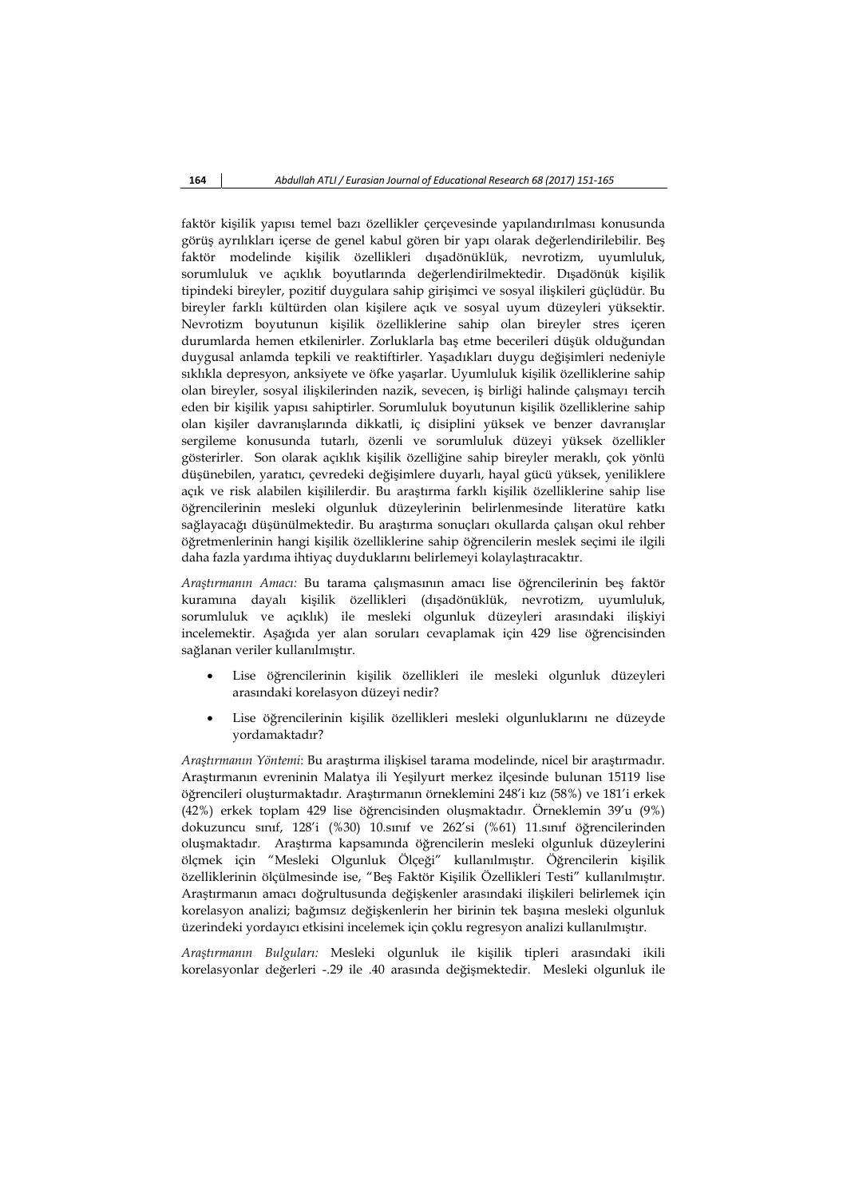faktör kişilik yapısı temel bazı özellikler çerçevesinde yapılandırılması konusunda görüş ayrılıkları içerse de genel kabul gören bir yapı olarak değerlendirilebilir. Beş faktör modelinde kişilik özellikleri dışadönüklük, nevrotizm, uyumluluk, sorumluluk ve açıklık boyutlarında değerlendirilmektedir. Dışadönük kişilik tipindeki bireyler, pozitif duygulara sahip girişimci ve sosyal ilişkileri güçlüdür. Bu bireyler farklı kültürden olan kişilere açık ve sosyal uyum düzeyleri yüksektir. Nevrotizm boyutunun kişilik özelliklerine sahip olan bireyler stres içeren durumlarda hemen etkilenirler. Zorluklarla baş etme becerileri düşük olduğundan duygusal anlamda tepkili ve reaktiftirler. Yaşadıkları duygu değişimleri nedeniyle sıklıkla depresyon, anksiyete ve öfke yaşarlar. Uyumluluk kişilik özelliklerine sahip olan bireyler, sosyal ilişkilerinden nazik, sevecen, iş birliği halinde çalışmayı tercih eden bir kişilik yapısı sahiptirler. Sorumluluk boyutunun kişilik özelliklerine sahip olan kişiler davranışlarında dikkatli, iç disiplini yüksek ve benzer davranışlar sergileme konusunda tutarlı, özenli ve sorumluluk düzeyi yüksek özellikler gösterirler. Son olarak açıklık kişilik özelliğine sahip bireyler meraklı, çok yönlü düşünebilen, yaratıcı, çevredeki değişimlere duyarlı, hayal gücü yüksek, yeniliklere açık ve risk alabilen kişilerdir. Bu araştırma farklı kişilik özelliklerine sahip lise öğrencilerinin mesleki olgunluk düzeylerinin belirlenmesinde literatüre katkı sağlayacağı düşünülmektedir. Bu araştırma sonuçları okullarda çalışan okul rehber öğretmenlerinin hangi kişilik özelliklerine sahip öğrencilerin meslek seçimi ile ilgili daha fazla yardıma ihtiyaç duyduklarını belirlemeyi kolaylaştıracaktır.

*Araştırmanın Amacı:* Bu tarama çalışmasının amacı lise öğrencilerinin beş faktör kuramına dayalı kişilik özellikleri (dışadönüklük, nevrotizm, uyumluluk, sorumluluk ve açıklık) ile mesleki olgunluk düzeyleri arasındaki ilişkiyi incelemektir. Aşağıda yer alan soruları cevaplamak için 429 lise öğrencisinden sağlanan veriler kullanılmıştır.

- Lise öğrencilerinin kişilik özellikleri ile mesleki olgunluk düzeyleri arasındaki korelasyon düzeyi nedir?
- Lise öğrencilerinin kişilik özellikleri mesleki olgunluklarını ne düzeyde yordamaktadır?

*Araştırmanın Yöntemi*: Bu araştırma ilişkisel tarama modelinde, nicel bir araştırmadır. Araştırmanın evreninin Malatya ili Yeşilyurt merkez ilçesinde bulunan 15119 lise öğrencileri oluşturmaktadır. Araştırmanın örneklemini 248'i kız (58%) ve 181'i erkek (42%) erkek toplam 429 lise öğrencisinden oluşmaktadır. Örneklemin 39'u (9%) dokuzuncu sınıf, 128'i (%30) 10.sınıf ve 262'si (%61) 11.sınıf öğrencilerinden oluşmaktadır. Araştırma kapsamında öğrencilerin mesleki olgunluk düzeylerini ölçmek için "Mesleki Olgunluk Ölçeği" kullanılmıştır. Öğrencilerin kişilik özelliklerinin ölçülmesinde ise, "Beş Faktör Kişilik Özellikleri Testi" kullanılmıştır. Araştırmanın amacı doğrultusunda değişkenler arasındaki ilişkileri belirlemek için korelasyon analizi; bağımsız değişkenlerin her birinin tek başına mesleki olgunluk üzerindeki yordayıcı etkisini incelemek için çoklu regresyon analizi kullanılmıştır.

*Araştırmanın Bulguları:* Mesleki olgunluk ile kişilik tipleri arasındaki ikili korelasyonlar değerleri -.29 ile .40 arasında değişmektedir. Mesleki olgunluk ile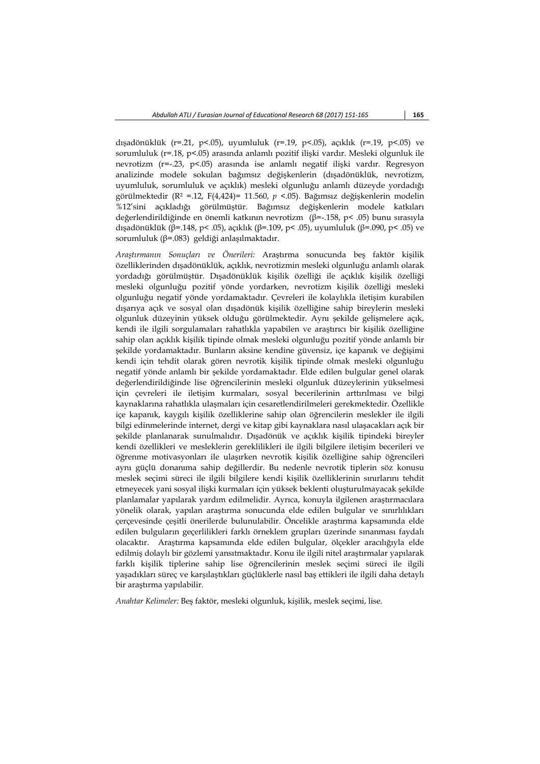dışadönüklük ($r=.21$, $p<.05$), uyumluluk ($r=.19$, $p<.05$), açıklık ($r=.19$, $p<.05$) ve sorumluluk ($r=.18$, $p<.05$) arasında anlamlı pozitif ilişki vardır. Mesleki olgunluk ile nevrotizm ($r=-.23$, $p<.05$) arasında ise anlamlı negatif ilişki vardır. Regresyon analizinde modele sokulan bağımsız değişkenlerin (dışadönüklük, nevrotizm, uyumluluk, sorumluluk ve açıklık) mesleki olgunluğu anlamlı düzeyde yordadığı görülmektedir ($R^2 =.12$, $F(4,424)= 11.560$, $p <.05$). Bağımsız değişkenlerin modelin %12'sini açıkladığı görülmüştür. Bağımsız değişkenlerin modele katkıları değerlendirildiğinde en önemli katkının nevrotizm ($\beta=-.158$, $p< .05$) bunu sırasıyla dışadönüklük ($\beta=.148$, $p< .05$), açıklık ($\beta=.109$, $p< .05$), uyumluluk ($\beta=.090$, $p< .05$) ve sorumluluk ($\beta=.083$) geldiği anlaşılmaktadır.

*Araştırmanın Sonuçları ve Önerileri:* Araştırma sonucunda beş faktör kişilik özelliklerinden dışadönüklük, açıklık, nevrotizmin mesleki olgunluğu anlamlı olarak yordadığı görülmüştür. Dışadönüklük kişilik özelliği ile açıklık kişilik özelliği mesleki olgunluğu pozitif yönde yordarken, nevrotizm kişilik özelliği mesleki olgunluğu negatif yönde yordamaktadır. Çevreleri ile kolaylıkla iletişim kurabilen dışarıya açık ve sosyal olan dışadönük kişilik özelliğine sahip bireylerin mesleki olgunluk düzeyinin yüksek olduğu görülmektedir. Aynı şekilde gelişmelere açık, kendi ile ilgili sorgulamaları rahatlıkla yapabilen ve araştırıcı bir kişilik özelliğine sahip olan açıklık kişilik tipinde olmak mesleki olgunluğu pozitif yönde anlamlı bir şekilde yordamaktadır. Bunların aksine kendine güvensiz, içe kapanık ve değişimi kendi için tehdit olarak gören nevrotik kişilik tipinde olmak mesleki olgunluğu negatif yönde anlamlı bir şekilde yordamaktadır. Elde edilen bulgular genel olarak değerlendirildiğinde lise öğrencilerinin mesleki olgunluk düzeylerinin yükselmesi için çevreleri ile iletişim kurmaları, sosyal becerilerinin arttırılması ve bilgi kaynaklarına rahatlıkla ulaşmaları için cesaretlendirilmeleri gerekmektedir. Özellikle içe kapanık, kaygılı kişilik özelliklerine sahip olan öğrencilerin meslekler ile ilgili bilgi edinmelerinde internet, dergi ve kitap gibi kaynaklara nasıl ulaşacakları açık bir şekilde planlanarak sunulmalıdır. Dışadönük ve açıklık kişilik tipindeki bireyler kendi özellikleri ve mesleklerin gereklilikleri ile ilgili bilgilere iletişim becerileri ve öğrenme motivasyonları ile ulaşırken nevrotik kişilik özelliğine sahip öğrencileri aynı güçlü donanıma sahip değillerdir. Bu nedenle nevrotik tiplerin söz konusu meslek seçimi süreci ile ilgili bilgilere kendi kişilik özelliklerinin sınırlarını tehdit etmeyecek yani sosyal ilişki kurmaları için yüksek beklenti oluşturulmayacak şekilde planlamalar yapılarak yardım edilmelidir. Ayrıca, konuyla ilgilenen araştırmacılara yönelik olarak, yapılan araştırma sonucunda elde edilen bulgular ve sınırlılıkları çerçevesinde çeşitli önerilerde bulunulabilir. Öncelikle araştırma kapsamında elde edilen bulguların geçerlilikleri farklı örneklem grupları üzerinde sınanması faydalı olacaktır. Araştırma kapsamında elde edilen bulgular, ölçekler aracılığıyla elde edilmiş dolaylı bir gözlemi yansıtmaktadır. Konu ile ilgili nitel araştırmalar yapılarak farklı kişilik tiplerine sahip lise öğrencilerinin meslek seçimi süreci ile ilgili yaşadıkları süreç ve karşılaştıkları güçlüklerle nasıl baş ettikleri ile ilgili daha detaylı bir araştırma yapılabilir.

*Anahtar Kelimeler:* Beş faktör, mesleki olgunluk, kişilik, meslek seçimi, lise.